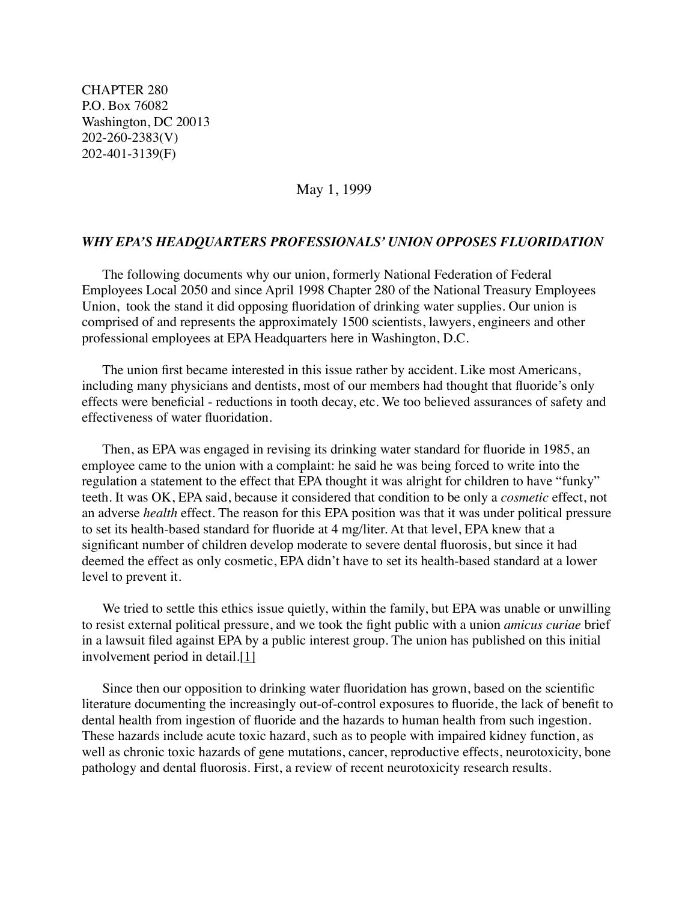CHAPTER 280
P.O. Box 76082
Washington, DC 20013
202-260-2383(V)
202-401-3139(F)

May 1, 1999

### *WHY EPA'S HEADQUARTERS PROFESSIONALS' UNION OPPOSES FLUORIDATION*

The following documents why our union, formerly National Federation of Federal Employees Local 2050 and since April 1998 Chapter 280 of the National Treasury Employees Union, took the stand it did opposing fluoridation of drinking water supplies. Our union is comprised of and represents the approximately 1500 scientists, lawyers, engineers and other professional employees at EPA Headquarters here in Washington, D.C.

The union first became interested in this issue rather by accident. Like most Americans, including many physicians and dentists, most of our members had thought that fluoride's only effects were beneficial - reductions in tooth decay, etc. We too believed assurances of safety and effectiveness of water fluoridation.

Then, as EPA was engaged in revising its drinking water standard for fluoride in 1985, an employee came to the union with a complaint: he said he was being forced to write into the regulation a statement to the effect that EPA thought it was alright for children to have "funky" teeth. It was OK, EPA said, because it considered that condition to be only a *cosmetic* effect, not an adverse *health* effect. The reason for this EPA position was that it was under political pressure to set its health-based standard for fluoride at 4 mg/liter. At that level, EPA knew that a significant number of children develop moderate to severe dental fluorosis, but since it had deemed the effect as only cosmetic, EPA didn't have to set its health-based standard at a lower level to prevent it.

We tried to settle this ethics issue quietly, within the family, but EPA was unable or unwilling to resist external political pressure, and we took the fight public with a union *amicus curiae* brief in a lawsuit filed against EPA by a public interest group. The union has published on this initial involvement period in detail.[1]

Since then our opposition to drinking water fluoridation has grown, based on the scientific literature documenting the increasingly out-of-control exposures to fluoride, the lack of benefit to dental health from ingestion of fluoride and the hazards to human health from such ingestion. These hazards include acute toxic hazard, such as to people with impaired kidney function, as well as chronic toxic hazards of gene mutations, cancer, reproductive effects, neurotoxicity, bone pathology and dental fluorosis. First, a review of recent neurotoxicity research results.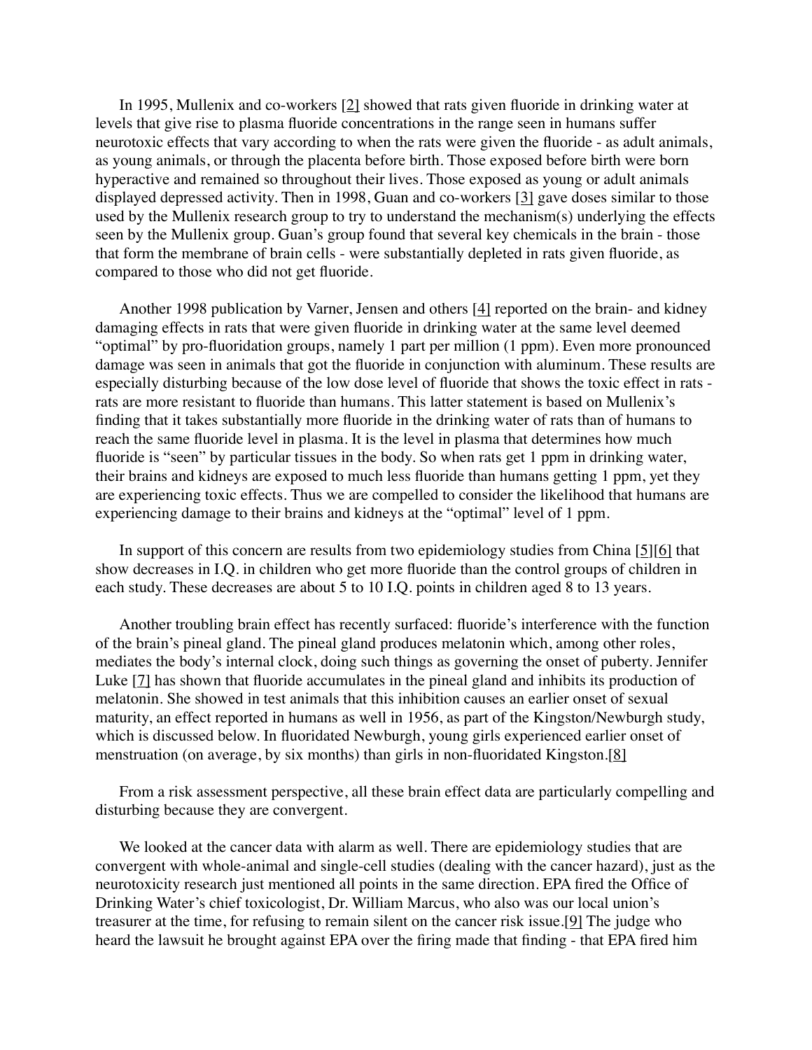In 1995, Mullenix and co-workers [2] showed that rats given fluoride in drinking water at levels that give rise to plasma fluoride concentrations in the range seen in humans suffer neurotoxic effects that vary according to when the rats were given the fluoride - as adult animals, as young animals, or through the placenta before birth. Those exposed before birth were born hyperactive and remained so throughout their lives. Those exposed as young or adult animals displayed depressed activity. Then in 1998, Guan and co-workers [3] gave doses similar to those used by the Mullenix research group to try to understand the mechanism(s) underlying the effects seen by the Mullenix group. Guan's group found that several key chemicals in the brain - those that form the membrane of brain cells - were substantially depleted in rats given fluoride, as compared to those who did not get fluoride.

Another 1998 publication by Varner, Jensen and others [4] reported on the brain- and kidney damaging effects in rats that were given fluoride in drinking water at the same level deemed "optimal" by pro-fluoridation groups, namely 1 part per million (1 ppm). Even more pronounced damage was seen in animals that got the fluoride in conjunction with aluminum. These results are especially disturbing because of the low dose level of fluoride that shows the toxic effect in rats - rats are more resistant to fluoride than humans. This latter statement is based on Mullenix's finding that it takes substantially more fluoride in the drinking water of rats than of humans to reach the same fluoride level in plasma. It is the level in plasma that determines how much fluoride is "seen" by particular tissues in the body. So when rats get 1 ppm in drinking water, their brains and kidneys are exposed to much less fluoride than humans getting 1 ppm, yet they are experiencing toxic effects. Thus we are compelled to consider the likelihood that humans are experiencing damage to their brains and kidneys at the "optimal" level of 1 ppm.

In support of this concern are results from two epidemiology studies from China [5][6] that show decreases in I.Q. in children who get more fluoride than the control groups of children in each study. These decreases are about 5 to 10 I.Q. points in children aged 8 to 13 years.

Another troubling brain effect has recently surfaced: fluoride's interference with the function of the brain's pineal gland. The pineal gland produces melatonin which, among other roles, mediates the body's internal clock, doing such things as governing the onset of puberty. Jennifer Luke [7] has shown that fluoride accumulates in the pineal gland and inhibits its production of melatonin. She showed in test animals that this inhibition causes an earlier onset of sexual maturity, an effect reported in humans as well in 1956, as part of the Kingston/Newburgh study, which is discussed below. In fluoridated Newburgh, young girls experienced earlier onset of menstruation (on average, by six months) than girls in non-fluoridated Kingston.[8]

From a risk assessment perspective, all these brain effect data are particularly compelling and disturbing because they are convergent.

We looked at the cancer data with alarm as well. There are epidemiology studies that are convergent with whole-animal and single-cell studies (dealing with the cancer hazard), just as the neurotoxicity research just mentioned all points in the same direction. EPA fired the Office of Drinking Water's chief toxicologist, Dr. William Marcus, who also was our local union's treasurer at the time, for refusing to remain silent on the cancer risk issue.[9] The judge who heard the lawsuit he brought against EPA over the firing made that finding - that EPA fired him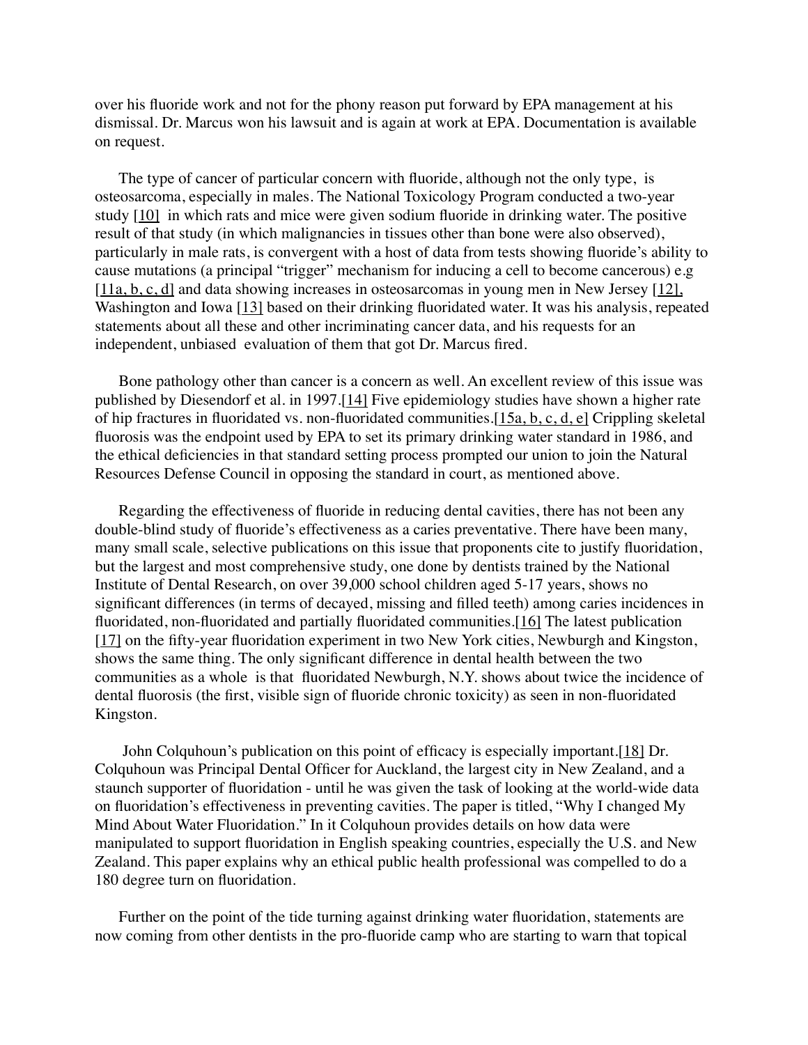over his fluoride work and not for the phony reason put forward by EPA management at his dismissal. Dr. Marcus won his lawsuit and is again at work at EPA. Documentation is available on request.

The type of cancer of particular concern with fluoride, although not the only type, is osteosarcoma, especially in males. The National Toxicology Program conducted a two-year study [10] in which rats and mice were given sodium fluoride in drinking water. The positive result of that study (in which malignancies in tissues other than bone were also observed), particularly in male rats, is convergent with a host of data from tests showing fluoride's ability to cause mutations (a principal "trigger" mechanism for inducing a cell to become cancerous) e.g [11a, b, c, d] and data showing increases in osteosarcomas in young men in New Jersey [12], Washington and Iowa [13] based on their drinking fluoridated water. It was his analysis, repeated statements about all these and other incriminating cancer data, and his requests for an independent, unbiased evaluation of them that got Dr. Marcus fired.

Bone pathology other than cancer is a concern as well. An excellent review of this issue was published by Diesendorf et al. in 1997.[14] Five epidemiology studies have shown a higher rate of hip fractures in fluoridated vs. non-fluoridated communities.[15a, b, c, d, e] Crippling skeletal fluorosis was the endpoint used by EPA to set its primary drinking water standard in 1986, and the ethical deficiencies in that standard setting process prompted our union to join the Natural Resources Defense Council in opposing the standard in court, as mentioned above.

Regarding the effectiveness of fluoride in reducing dental cavities, there has not been any double-blind study of fluoride's effectiveness as a caries preventative. There have been many, many small scale, selective publications on this issue that proponents cite to justify fluoridation, but the largest and most comprehensive study, one done by dentists trained by the National Institute of Dental Research, on over 39,000 school children aged 5-17 years, shows no significant differences (in terms of decayed, missing and filled teeth) among caries incidences in fluoridated, non-fluoridated and partially fluoridated communities.[16] The latest publication [17] on the fifty-year fluoridation experiment in two New York cities, Newburgh and Kingston, shows the same thing. The only significant difference in dental health between the two communities as a whole is that fluoridated Newburgh, N.Y. shows about twice the incidence of dental fluorosis (the first, visible sign of fluoride chronic toxicity) as seen in non-fluoridated Kingston.

John Colquhoun's publication on this point of efficacy is especially important.[18] Dr. Colquhoun was Principal Dental Officer for Auckland, the largest city in New Zealand, and a staunch supporter of fluoridation - until he was given the task of looking at the world-wide data on fluoridation's effectiveness in preventing cavities. The paper is titled, "Why I changed My Mind About Water Fluoridation." In it Colquhoun provides details on how data were manipulated to support fluoridation in English speaking countries, especially the U.S. and New Zealand. This paper explains why an ethical public health professional was compelled to do a 180 degree turn on fluoridation.

Further on the point of the tide turning against drinking water fluoridation, statements are now coming from other dentists in the pro-fluoride camp who are starting to warn that topical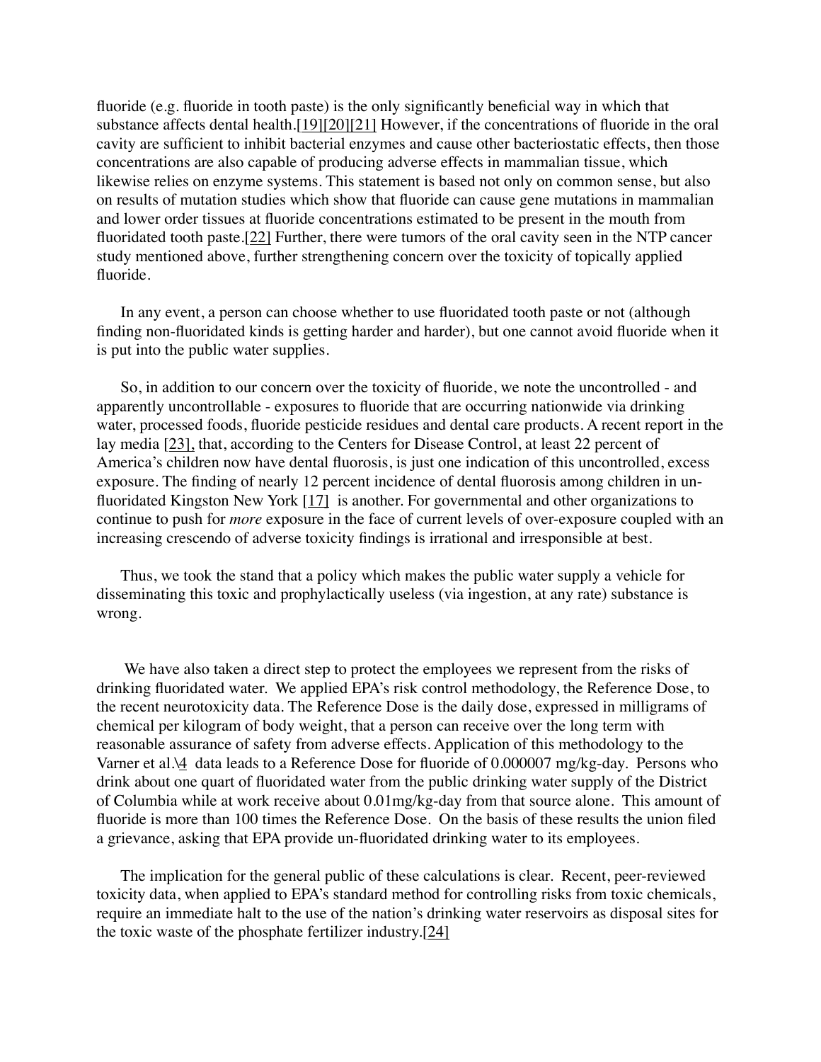fluoride (e.g. fluoride in tooth paste) is the only significantly beneficial way in which that substance affects dental health.[19][20][21] However, if the concentrations of fluoride in the oral cavity are sufficient to inhibit bacterial enzymes and cause other bacteriostatic effects, then those concentrations are also capable of producing adverse effects in mammalian tissue, which likewise relies on enzyme systems. This statement is based not only on common sense, but also on results of mutation studies which show that fluoride can cause gene mutations in mammalian and lower order tissues at fluoride concentrations estimated to be present in the mouth from fluoridated tooth paste.[22] Further, there were tumors of the oral cavity seen in the NTP cancer study mentioned above, further strengthening concern over the toxicity of topically applied fluoride.

In any event, a person can choose whether to use fluoridated tooth paste or not (although finding non-fluoridated kinds is getting harder and harder), but one cannot avoid fluoride when it is put into the public water supplies.

So, in addition to our concern over the toxicity of fluoride, we note the uncontrolled - and apparently uncontrollable - exposures to fluoride that are occurring nationwide via drinking water, processed foods, fluoride pesticide residues and dental care products. A recent report in the lay media [23], that, according to the Centers for Disease Control, at least 22 percent of America's children now have dental fluorosis, is just one indication of this uncontrolled, excess exposure. The finding of nearly 12 percent incidence of dental fluorosis among children in un-fluoridated Kingston New York [17] is another. For governmental and other organizations to continue to push for *more* exposure in the face of current levels of over-exposure coupled with an increasing crescendo of adverse toxicity findings is irrational and irresponsible at best.

Thus, we took the stand that a policy which makes the public water supply a vehicle for disseminating this toxic and prophylactically useless (via ingestion, at any rate) substance is wrong.

We have also taken a direct step to protect the employees we represent from the risks of drinking fluoridated water. We applied EPA's risk control methodology, the Reference Dose, to the recent neurotoxicity data. The Reference Dose is the daily dose, expressed in milligrams of chemical per kilogram of body weight, that a person can receive over the long term with reasonable assurance of safety from adverse effects. Application of this methodology to the Varner et al.\4 data leads to a Reference Dose for fluoride of 0.000007 mg/kg-day. Persons who drink about one quart of fluoridated water from the public drinking water supply of the District of Columbia while at work receive about 0.01mg/kg-day from that source alone. This amount of fluoride is more than 100 times the Reference Dose. On the basis of these results the union filed a grievance, asking that EPA provide un-fluoridated drinking water to its employees.

The implication for the general public of these calculations is clear. Recent, peer-reviewed toxicity data, when applied to EPA's standard method for controlling risks from toxic chemicals, require an immediate halt to the use of the nation's drinking water reservoirs as disposal sites for the toxic waste of the phosphate fertilizer industry.[24]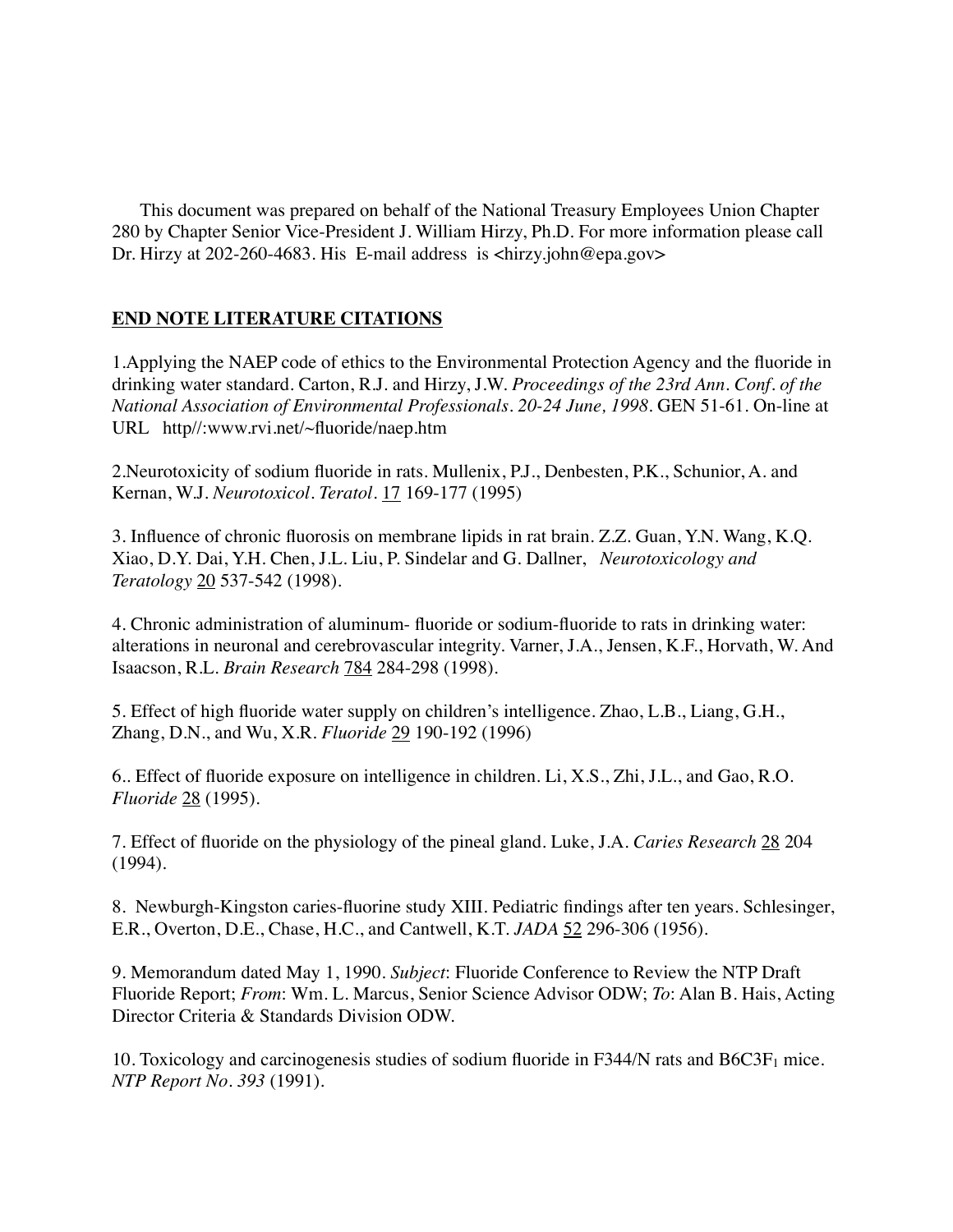This document was prepared on behalf of the National Treasury Employees Union Chapter 280 by Chapter Senior Vice-President J. William Hirzy, Ph.D. For more information please call Dr. Hirzy at 202-260-4683. His E-mail address is <hirzy.john@epa.gov>

**END NOTE LITERATURE CITATIONS**

1.Applying the NAEP code of ethics to the Environmental Protection Agency and the fluoride in drinking water standard. Carton, R.J. and Hirzy, J.W. *Proceedings of the 23rd Ann. Conf. of the National Association of Environmental Professionals. 20-24 June, 1998*. GEN 51-61. On-line at URL http//:www.rvi.net/~fluoride/naep.htm

2.Neurotoxicity of sodium fluoride in rats. Mullenix, P.J., Denbesten, P.K., Schunior, A. and Kernan, W.J. *Neurotoxicol. Teratol*. 17 169-177 (1995)

3. Influence of chronic fluorosis on membrane lipids in rat brain. Z.Z. Guan, Y.N. Wang, K.Q. Xiao, D.Y. Dai, Y.H. Chen, J.L. Liu, P. Sindelar and G. Dallner, *Neurotoxicology and Teratology* 20 537-542 (1998).

4. Chronic administration of aluminum- fluoride or sodium-fluoride to rats in drinking water: alterations in neuronal and cerebrovascular integrity. Varner, J.A., Jensen, K.F., Horvath, W. And Isaacson, R.L. *Brain Research* 784 284-298 (1998).

5. Effect of high fluoride water supply on children's intelligence. Zhao, L.B., Liang, G.H., Zhang, D.N., and Wu, X.R. *Fluoride* 29 190-192 (1996)

6.. Effect of fluoride exposure on intelligence in children. Li, X.S., Zhi, J.L., and Gao, R.O. *Fluoride* 28 (1995).

7. Effect of fluoride on the physiology of the pineal gland. Luke, J.A. *Caries Research* 28 204 (1994).

8. Newburgh-Kingston caries-fluorine study XIII. Pediatric findings after ten years. Schlesinger, E.R., Overton, D.E., Chase, H.C., and Cantwell, K.T. *JADA* 52 296-306 (1956).

9. Memorandum dated May 1, 1990. *Subject*: Fluoride Conference to Review the NTP Draft Fluoride Report; *From*: Wm. L. Marcus, Senior Science Advisor ODW; *To*: Alan B. Hais, Acting Director Criteria & Standards Division ODW.

10. Toxicology and carcinogenesis studies of sodium fluoride in F344/N rats and $B6C3F_1$ mice. *NTP Report No. 393* (1991).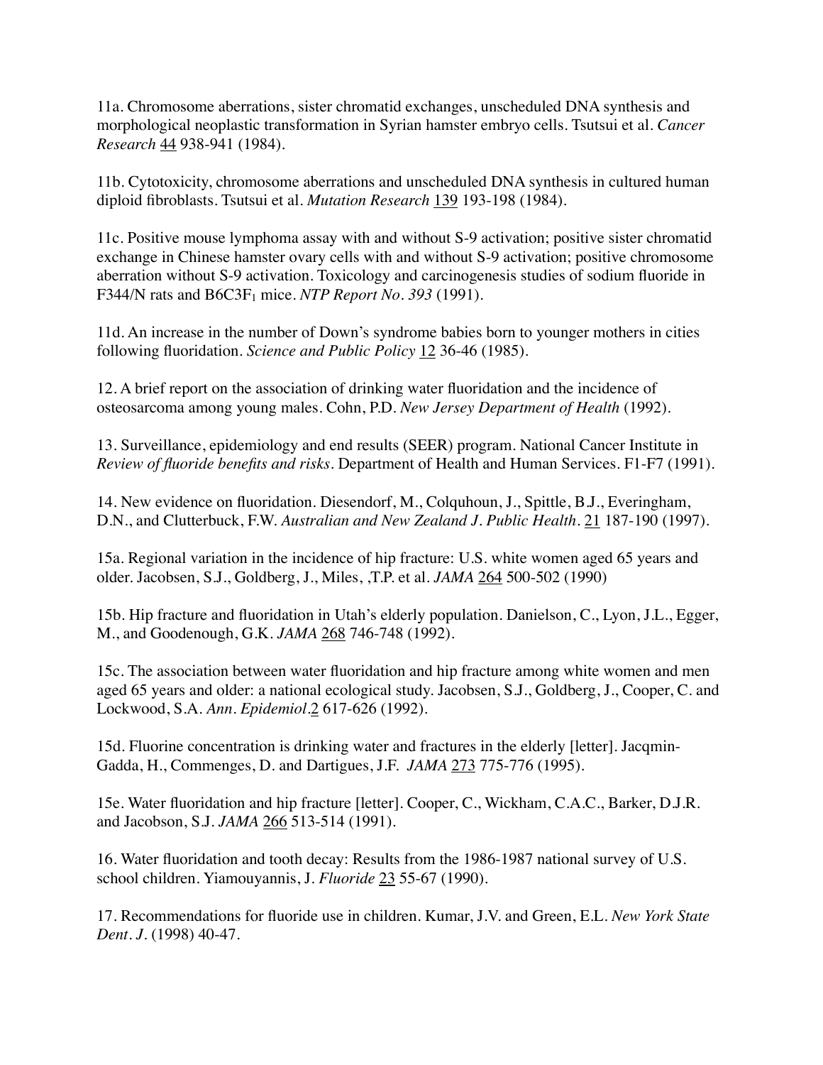11a. Chromosome aberrations, sister chromatid exchanges, unscheduled DNA synthesis and morphological neoplastic transformation in Syrian hamster embryo cells. Tsutsui et al. *Cancer Research* 44 938-941 (1984).

11b. Cytotoxicity, chromosome aberrations and unscheduled DNA synthesis in cultured human diploid fibroblasts. Tsutsui et al. *Mutation Research* 139 193-198 (1984).

11c. Positive mouse lymphoma assay with and without S-9 activation; positive sister chromatid exchange in Chinese hamster ovary cells with and without S-9 activation; positive chromosome aberration without S-9 activation. Toxicology and carcinogenesis studies of sodium fluoride in F344/N rats and B6C3F$_1$ mice. *NTP Report No. 393* (1991).

11d. An increase in the number of Down's syndrome babies born to younger mothers in cities following fluoridation. *Science and Public Policy* 12 36-46 (1985).

12. A brief report on the association of drinking water fluoridation and the incidence of osteosarcoma among young males. Cohn, P.D. *New Jersey Department of Health* (1992).

13. Surveillance, epidemiology and end results (SEER) program. National Cancer Institute in *Review of fluoride benefits and risks*. Department of Health and Human Services. F1-F7 (1991).

14. New evidence on fluoridation. Diesendorf, M., Colquhoun, J., Spittle, B.J., Everingham, D.N., and Clutterbuck, F.W. *Australian and New Zealand J. Public Health*. 21 187-190 (1997).

15a. Regional variation in the incidence of hip fracture: U.S. white women aged 65 years and older. Jacobsen, S.J., Goldberg, J., Miles, ,T.P. et al. *JAMA* 264 500-502 (1990)

15b. Hip fracture and fluoridation in Utah's elderly population. Danielson, C., Lyon, J.L., Egger, M., and Goodenough, G.K. *JAMA* 268 746-748 (1992).

15c. The association between water fluoridation and hip fracture among white women and men aged 65 years and older: a national ecological study. Jacobsen, S.J., Goldberg, J., Cooper, C. and Lockwood, S.A. *Ann. Epidemiol.*2 617-626 (1992).

15d. Fluorine concentration is drinking water and fractures in the elderly [letter]. Jacqmin-Gadda, H., Commenges, D. and Dartigues, J.F. *JAMA* 273 775-776 (1995).

15e. Water fluoridation and hip fracture [letter]. Cooper, C., Wickham, C.A.C., Barker, D.J.R. and Jacobson, S.J. *JAMA* 266 513-514 (1991).

16. Water fluoridation and tooth decay: Results from the 1986-1987 national survey of U.S. school children. Yiamouyannis, J. *Fluoride* 23 55-67 (1990).

17. Recommendations for fluoride use in children. Kumar, J.V. and Green, E.L. *New York State Dent. J.* (1998) 40-47.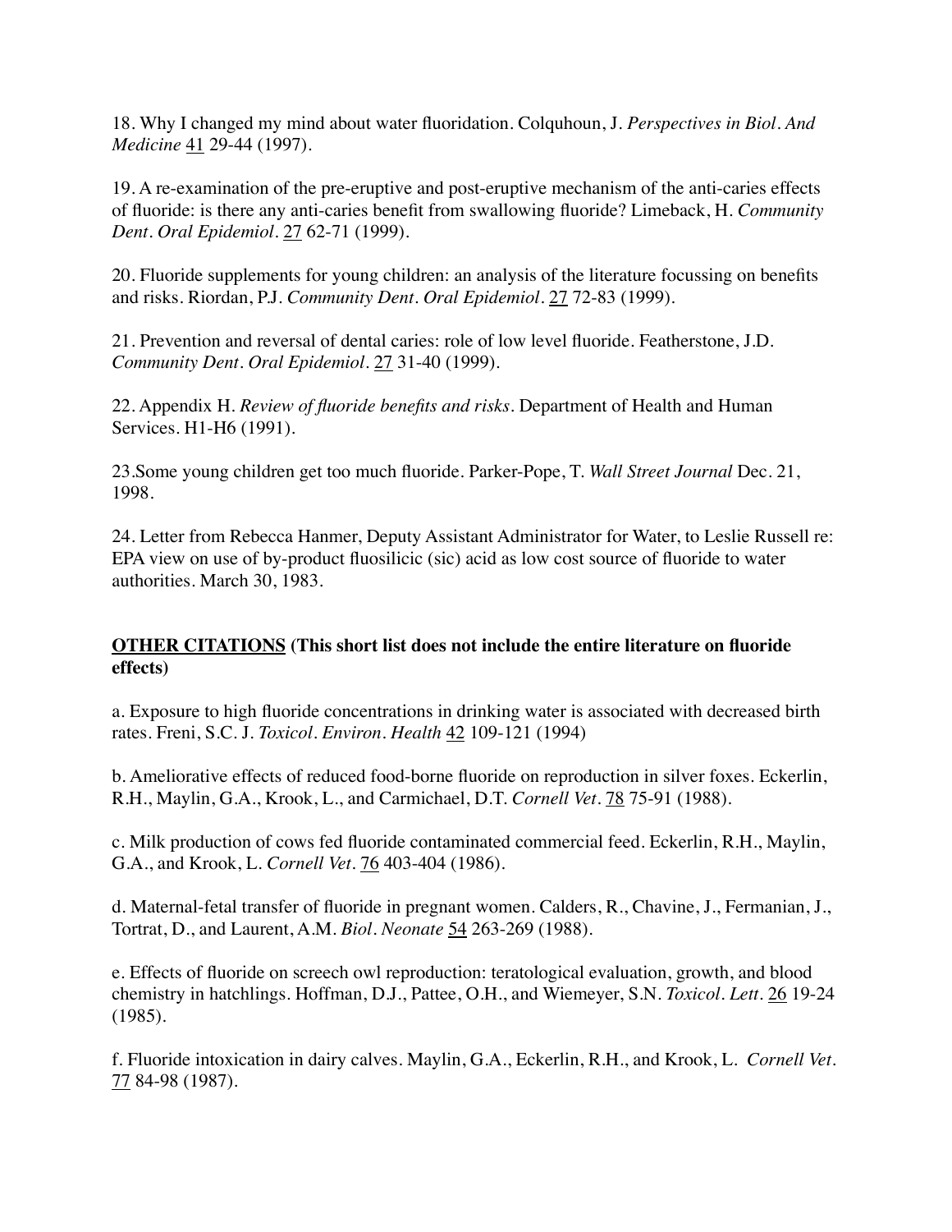18. Why I changed my mind about water fluoridation. Colquhoun, J. *Perspectives in Biol. And Medicine* <u>41</u> 29-44 (1997).

19. A re-examination of the pre-eruptive and post-eruptive mechanism of the anti-caries effects of fluoride: is there any anti-caries benefit from swallowing fluoride? Limeback, H. *Community Dent. Oral Epidemiol.* <u>27</u> 62-71 (1999).

20. Fluoride supplements for young children: an analysis of the literature focussing on benefits and risks. Riordan, P.J. *Community Dent. Oral Epidemiol.* <u>27</u> 72-83 (1999).

21. Prevention and reversal of dental caries: role of low level fluoride. Featherstone, J.D. *Community Dent. Oral Epidemiol.* <u>27</u> 31-40 (1999).

22. Appendix H. *Review of fluoride benefits and risks*. Department of Health and Human Services. H1-H6 (1991).

23.Some young children get too much fluoride. Parker-Pope, T. *Wall Street Journal* Dec. 21, 1998.

24. Letter from Rebecca Hanmer, Deputy Assistant Administrator for Water, to Leslie Russell re: EPA view on use of by-product fluosilicic (sic) acid as low cost source of fluoride to water authorities. March 30, 1983.

**<u>OTHER CITATIONS</u> (This short list does not include the entire literature on fluoride effects)**

a. Exposure to high fluoride concentrations in drinking water is associated with decreased birth rates. Freni, S.C. J. *Toxicol. Environ. Health* <u>42</u> 109-121 (1994)

b. Ameliorative effects of reduced food-borne fluoride on reproduction in silver foxes. Eckerlin, R.H., Maylin, G.A., Krook, L., and Carmichael, D.T. *Cornell Vet.* <u>78</u> 75-91 (1988).

c. Milk production of cows fed fluoride contaminated commercial feed. Eckerlin, R.H., Maylin, G.A., and Krook, L. *Cornell Vet.* <u>76</u> 403-404 (1986).

d. Maternal-fetal transfer of fluoride in pregnant women. Calders, R., Chavine, J., Fermanian, J., Tortrat, D., and Laurent, A.M. *Biol. Neonate* <u>54</u> 263-269 (1988).

e. Effects of fluoride on screech owl reproduction: teratological evaluation, growth, and blood chemistry in hatchlings. Hoffman, D.J., Pattee, O.H., and Wiemeyer, S.N. *Toxicol. Lett.* <u>26</u> 19-24 (1985).

f. Fluoride intoxication in dairy calves. Maylin, G.A., Eckerlin, R.H., and Krook, L. *Cornell Vet.* <u>77</u> 84-98 (1987).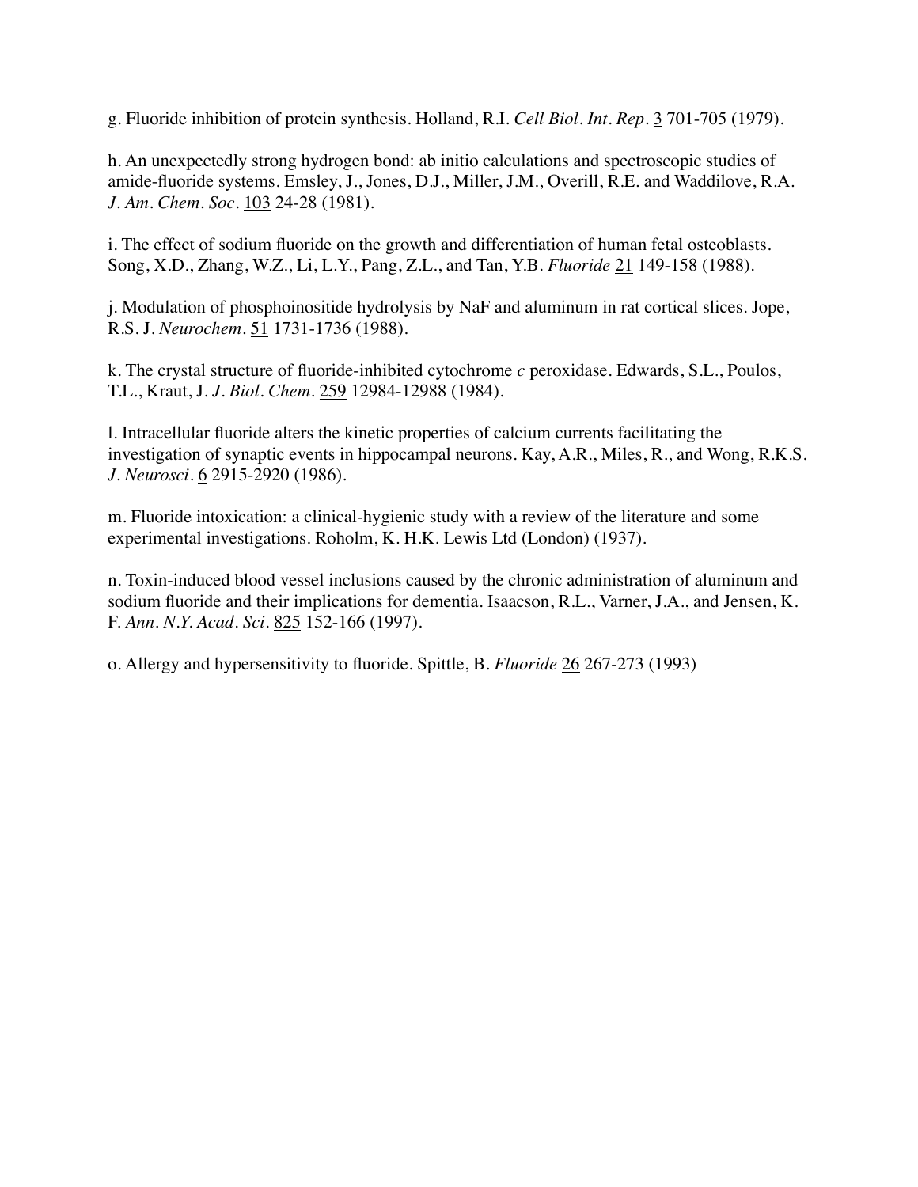g. Fluoride inhibition of protein synthesis. Holland, R.I. *Cell Biol. Int. Rep.* 3 701-705 (1979).

h. An unexpectedly strong hydrogen bond: ab initio calculations and spectroscopic studies of amide-fluoride systems. Emsley, J., Jones, D.J., Miller, J.M., Overill, R.E. and Waddilove, R.A. *J. Am. Chem. Soc.* 103 24-28 (1981).

i. The effect of sodium fluoride on the growth and differentiation of human fetal osteoblasts. Song, X.D., Zhang, W.Z., Li, L.Y., Pang, Z.L., and Tan, Y.B. *Fluoride* 21 149-158 (1988).

j. Modulation of phosphoinositide hydrolysis by NaF and aluminum in rat cortical slices. Jope, R.S. J. *Neurochem.* 51 1731-1736 (1988).

k. The crystal structure of fluoride-inhibited cytochrome *c* peroxidase. Edwards, S.L., Poulos, T.L., Kraut, J. *J. Biol. Chem.* 259 12984-12988 (1984).

l. Intracellular fluoride alters the kinetic properties of calcium currents facilitating the investigation of synaptic events in hippocampal neurons. Kay, A.R., Miles, R., and Wong, R.K.S. *J. Neurosci.* 6 2915-2920 (1986).

m. Fluoride intoxication: a clinical-hygienic study with a review of the literature and some experimental investigations. Roholm, K. H.K. Lewis Ltd (London) (1937).

n. Toxin-induced blood vessel inclusions caused by the chronic administration of aluminum and sodium fluoride and their implications for dementia. Isaacson, R.L., Varner, J.A., and Jensen, K. F. *Ann. N.Y. Acad. Sci.* 825 152-166 (1997).

o. Allergy and hypersensitivity to fluoride. Spittle, B. *Fluoride* 26 267-273 (1993)